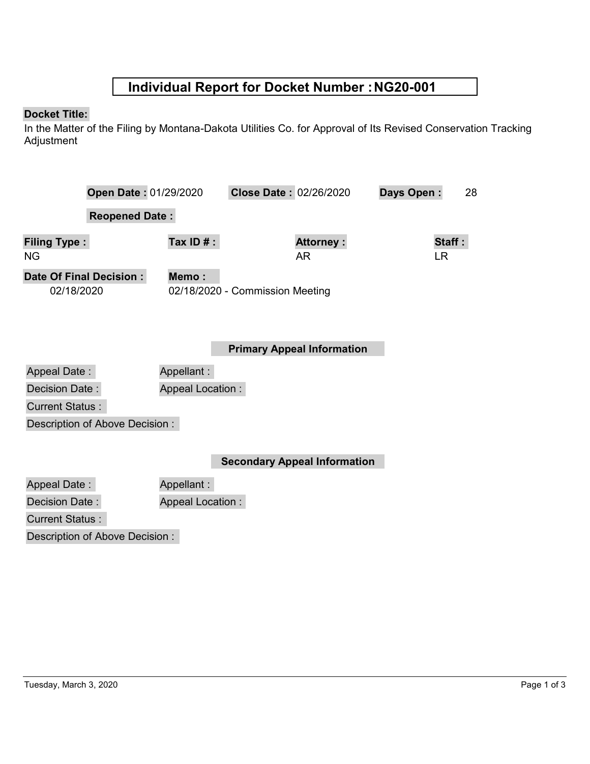# Individual Report for Docket Number : NG20-001

**Docket Title:**

In the Matter of the Filing by Montana-Dakota Utilities Co. for Approval of Its Revised Conservation Tracking Adjustment

**Open Date :** 01/29/2020 **Close Date :** 02/26/2020 **Days Open :** 28

**Reopened Date :**

| **Filing Type :** | **Tax ID # :** | **Attorney :** | **Staff :** |
|---|---|---|---|
| NG | | AR | LR |

**Date Of Final Decision :** 02/18/2020

**Memo :** 02/18/2020 - Commission Meeting

## Primary Appeal Information

Appeal Date :

Appellant :

Decision Date :

Appeal Location :

Current Status :

Description of Above Decision :

## Secondary Appeal Information

Appeal Date :

Appellant :

Decision Date :

Appeal Location :

Current Status :

Description of Above Decision :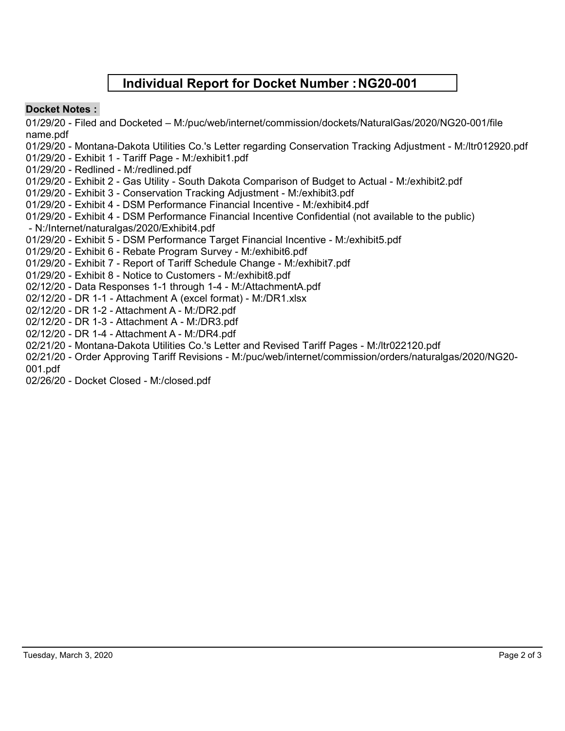# Individual Report for Docket Number : NG20-001

**Docket Notes :**

01/29/20 - Filed and Docketed – M:/puc/web/internet/commission/dockets/NaturalGas/2020/NG20-001/file name.pdf
01/29/20 - Montana-Dakota Utilities Co.'s Letter regarding Conservation Tracking Adjustment - M:/ltr012920.pdf
01/29/20 - Exhibit 1 - Tariff Page - M:/exhibit1.pdf
01/29/20 - Redlined - M:/redlined.pdf
01/29/20 - Exhibit 2 - Gas Utility - South Dakota Comparison of Budget to Actual - M:/exhibit2.pdf
01/29/20 - Exhibit 3 - Conservation Tracking Adjustment - M:/exhibit3.pdf
01/29/20 - Exhibit 4 - DSM Performance Financial Incentive - M:/exhibit4.pdf
01/29/20 - Exhibit 4 - DSM Performance Financial Incentive Confidential (not available to the public) - N:/Internet/naturalgas/2020/Exhibit4.pdf
01/29/20 - Exhibit 5 - DSM Performance Target Financial Incentive - M:/exhibit5.pdf
01/29/20 - Exhibit 6 - Rebate Program Survey - M:/exhibit6.pdf
01/29/20 - Exhibit 7 - Report of Tariff Schedule Change - M:/exhibit7.pdf
01/29/20 - Exhibit 8 - Notice to Customers - M:/exhibit8.pdf
02/12/20 - Data Responses 1-1 through 1-4 - M:/AttachmentA.pdf
02/12/20 - DR 1-1 - Attachment A (excel format) - M:/DR1.xlsx
02/12/20 - DR 1-2 - Attachment A - M:/DR2.pdf
02/12/20 - DR 1-3 - Attachment A - M:/DR3.pdf
02/12/20 - DR 1-4 - Attachment A - M:/DR4.pdf
02/21/20 - Montana-Dakota Utilities Co.'s Letter and Revised Tariff Pages - M:/ltr022120.pdf
02/21/20 - Order Approving Tariff Revisions - M:/puc/web/internet/commission/orders/naturalgas/2020/NG20-001.pdf
02/26/20 - Docket Closed - M:/closed.pdf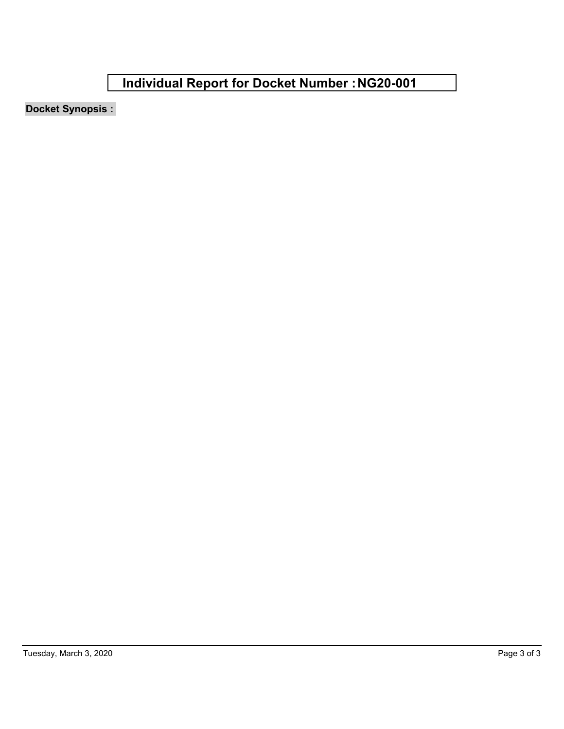# Individual Report for Docket Number : NG20-001

**Docket Synopsis :**